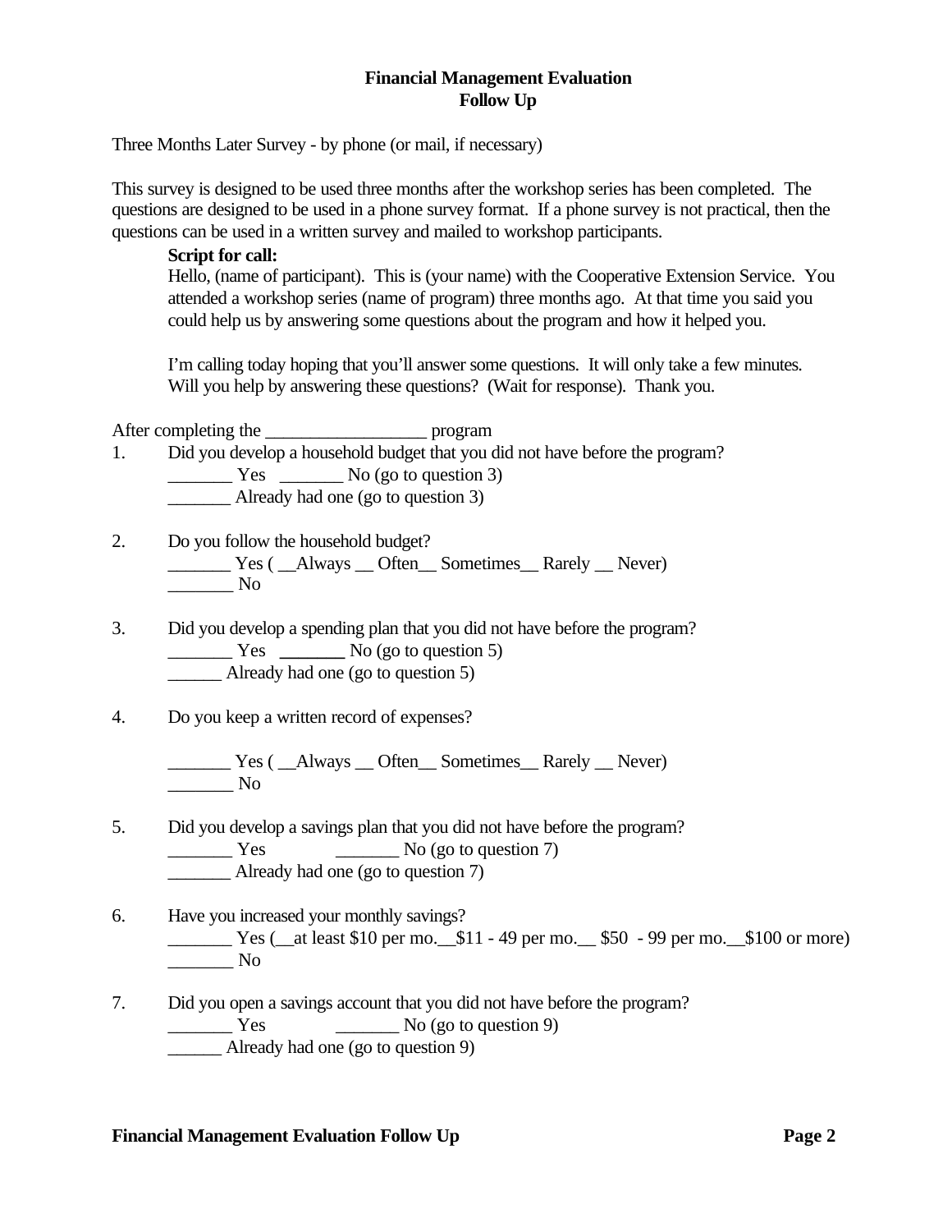**Financial Management Evaluation**
**Follow Up**

Three Months Later Survey - by phone (or mail, if necessary)

This survey is designed to be used three months after the workshop series has been completed. The questions are designed to be used in a phone survey format. If a phone survey is not practical, then the questions can be used in a written survey and mailed to workshop participants.

> **Script for call:**
> Hello, (name of participant). This is (your name) with the Cooperative Extension Service. You attended a workshop series (name of program) three months ago. At that time you said you could help us by answering some questions about the program and how it helped you.
>
> I'm calling today hoping that you'll answer some questions. It will only take a few minutes. Will you help by answering these questions? (Wait for response). Thank you.

After completing the _________________ program

1. Did you develop a household budget that you did not have before the program?
   _______ Yes _______ No (go to question 3)
   _______ Already had one (go to question 3)

2. Do you follow the household budget?
   _______ Yes ( __Always __ Often__ Sometimes__ Rarely __ Never)
   _______ No

3. Did you develop a spending plan that you did not have before the program?
   _______ Yes _______ No (go to question 5)
   ______ Already had one (go to question 5)

4. Do you keep a written record of expenses?

   _______ Yes ( __Always __ Often__ Sometimes__ Rarely __ Never)
   _______ No

5. Did you develop a savings plan that you did not have before the program?
   _______ Yes _______ No (go to question 7)
   _______ Already had one (go to question 7)

6. Have you increased your monthly savings?
   _______ Yes (__at least $10 per mo.__$11 - 49 per mo.__ $50 - 99 per mo.__$100 or more)
   _______ No

7. Did you open a savings account that you did not have before the program?
   _______ Yes _______ No (go to question 9)
   ______ Already had one (go to question 9)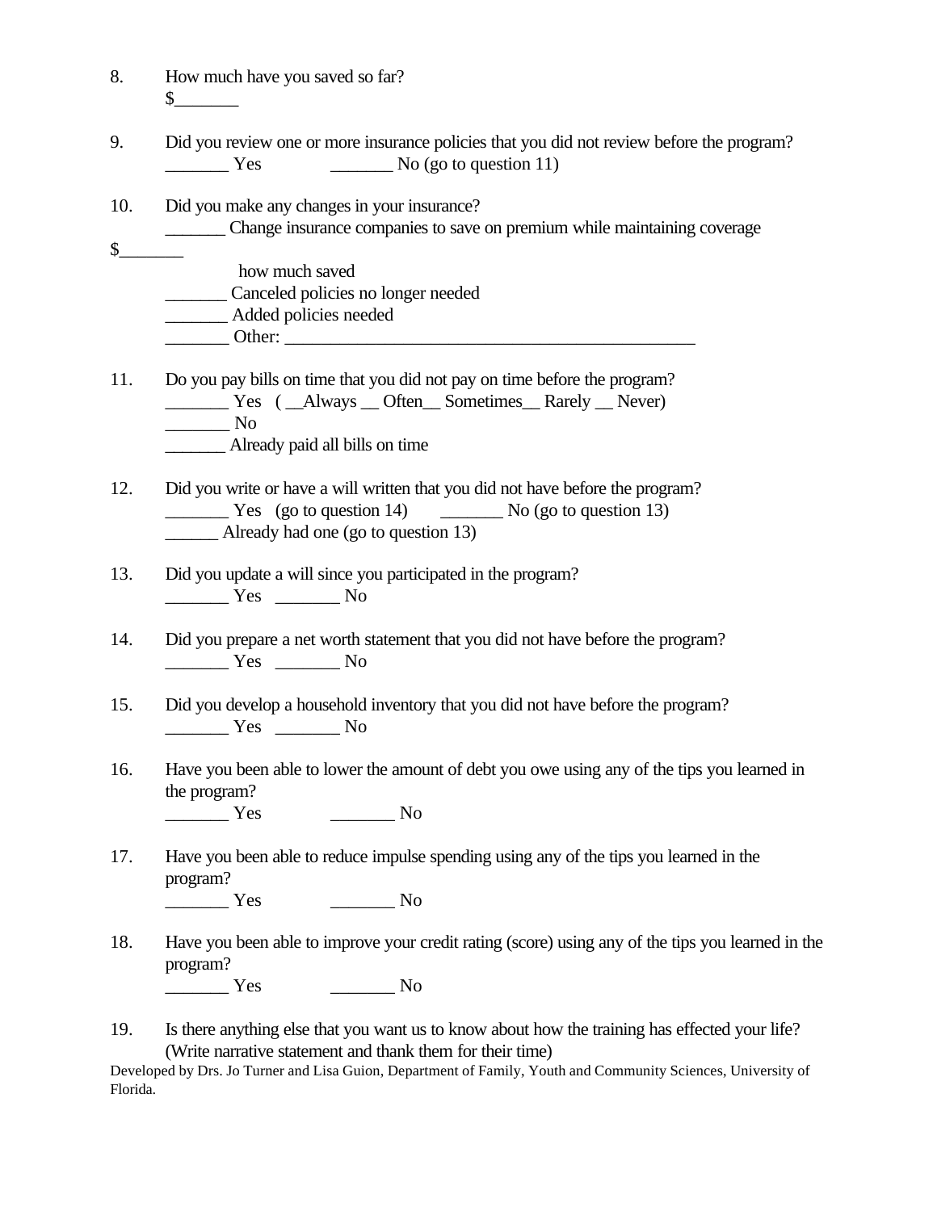8. How much have you saved so far?
   $_______

9. Did you review one or more insurance policies that you did not review before the program?
   _______ Yes _______ No (go to question 11)

10. Did you make any changes in your insurance?
    _______ Change insurance companies to save on premium while maintaining coverage

$_______
how much saved
    _______ Canceled policies no longer needed
    _______ Added policies needed
    _______ Other: _____________________________________________

11. Do you pay bills on time that you did not pay on time before the program?
    _______ Yes ( __Always __ Often__ Sometimes__ Rarely __ Never)
    _______ No
    _______ Already paid all bills on time

12. Did you write or have a will written that you did not have before the program?
    _______ Yes (go to question 14) _______ No (go to question 13)
    ______ Already had one (go to question 13)

13. Did you update a will since you participated in the program?
    _______ Yes _______ No

14. Did you prepare a net worth statement that you did not have before the program?
    _______ Yes _______ No

15. Did you develop a household inventory that you did not have before the program?
    _______ Yes _______ No

16. Have you been able to lower the amount of debt you owe using any of the tips you learned in the program?
    _______ Yes _______ No

17. Have you been able to reduce impulse spending using any of the tips you learned in the program?
    _______ Yes _______ No

18. Have you been able to improve your credit rating (score) using any of the tips you learned in the program?
    _______ Yes _______ No

19. Is there anything else that you want us to know about how the training has effected your life? (Write narrative statement and thank them for their time)

Developed by Drs. Jo Turner and Lisa Guion, Department of Family, Youth and Community Sciences, University of Florida.